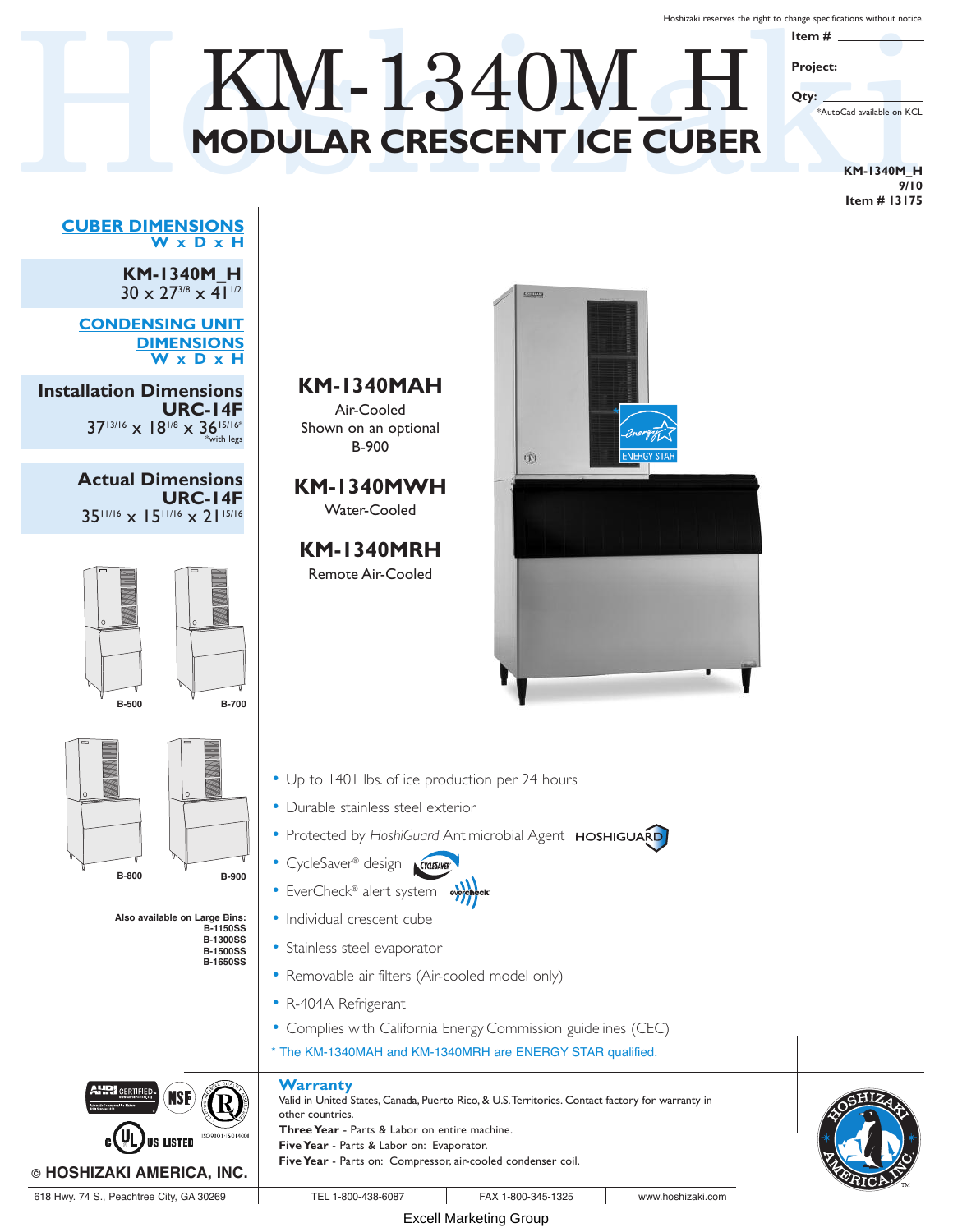Hoshizaki reserves the right to change specifications without notice.

Item # ____________

Project: ____________

Qty: ____________

*AutoCad available on KCL

# KM-1340M_H

## MODULAR CRESCENT ICE CUBER

**KM-1340M_H**
**9/10**
**Item # 13175**

### CUBER DIMENSIONS
**W x D x H**

**KM-1340M_H**
30 x 27 3/8 x 41 1/2

### CONDENSING UNIT DIMENSIONS
**W x D x H**

**Installation Dimensions**
**URC-14F**
37 13/16 x 18 1/8 x 36 15/16*
*with legs

**Actual Dimensions**
**URC-14F**
35 11/16 x 15 11/16 x 21 15/16

B-500 B-700

B-800 B-900

**Also available on Large Bins:**
**B-1150SS**
**B-1300SS**
**B-1500SS**
**B-1650SS**

### KM-1340MAH
Air-Cooled
Shown on an optional B-900

### KM-1340MWH
Water-Cooled

### KM-1340MRH
Remote Air-Cooled

- Up to 1401 lbs. of ice production per 24 hours
- Durable stainless steel exterior
- Protected by *HoshiGuard* Antimicrobial Agent HOSHIGUARD
- CycleSaver® design
- EverCheck® alert system
- Individual crescent cube
- Stainless steel evaporator
- Removable air filters (Air-cooled model only)
- R-404A Refrigerant
- Complies with California Energy Commission guidelines (CEC)

\* The KM-1340MAH and KM-1340MRH are ENERGY STAR qualified.

### Warranty

Valid in United States, Canada, Puerto Rico, & U.S. Territories. Contact factory for warranty in other countries.

**Three Year** - Parts & Labor on entire machine.
**Five Year** - Parts & Labor on: Evaporator.
**Five Year** - Parts on: Compressor, air-cooled condenser coil.

© HOSHIZAKI AMERICA, INC.

618 Hwy. 74 S., Peachtree City, GA 30269 | TEL 1-800-438-6087 | FAX 1-800-345-1325 | www.hoshizaki.com

Excell Marketing Group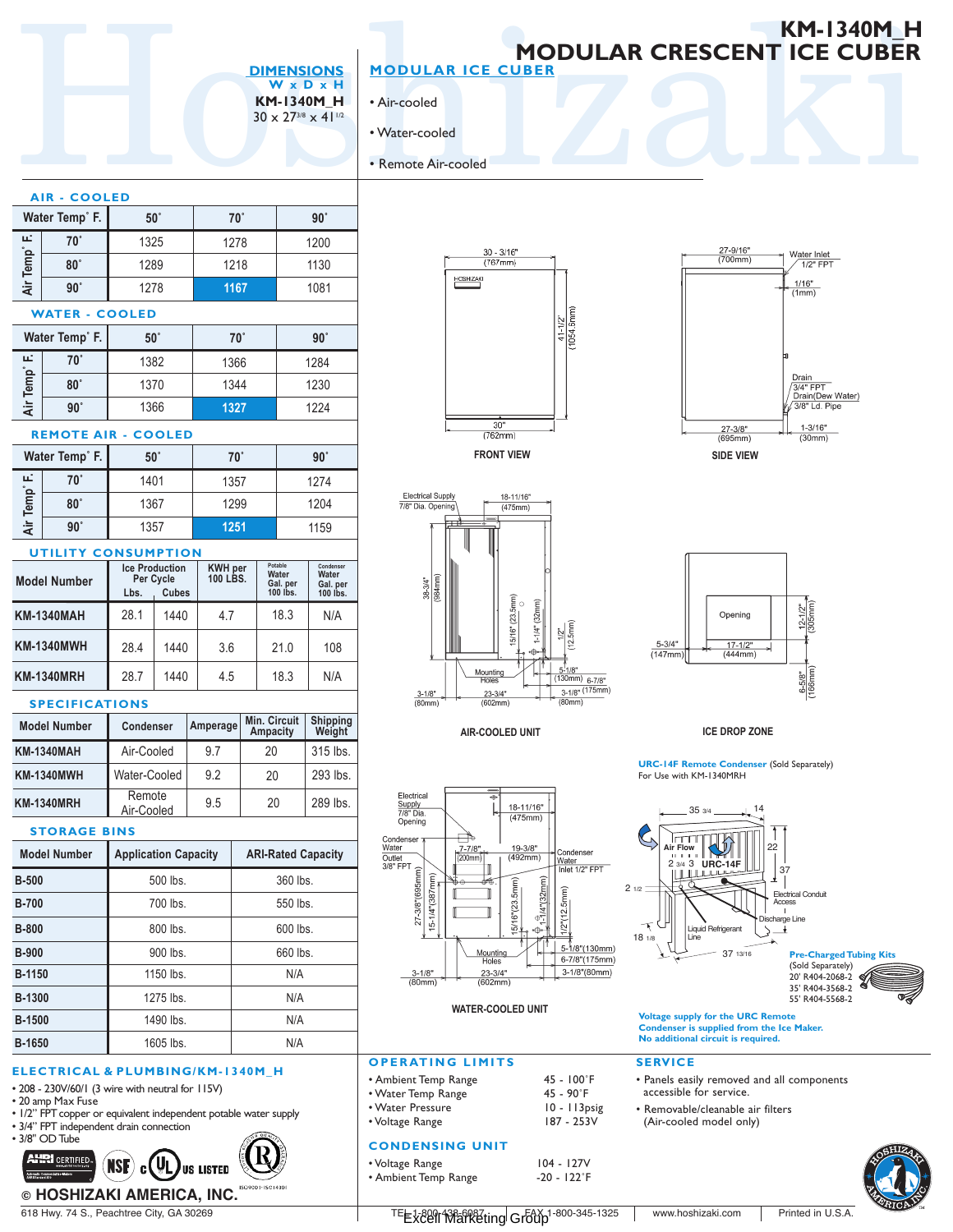# KM-1340M_H MODULAR CRESCENT ICE CUBER

## DIMENSIONS

W x D x H

**KM-1340M_H**
30 x 27 3/8 x 41 1/2

## MODULAR ICE CUBER

- Air-cooled
- Water-cooled
- Remote Air-cooled

## AIR - COOLED

| Air Temp° F. \ Water Temp° F. | 50° | 70° | 90° |
|---|---|---|---|
| 70° | 1325 | 1278 | 1200 |
| 80° | 1289 | 1218 | 1130 |
| 90° | 1278 | **1167** | 1081 |

## WATER - COOLED

| Air Temp° F. \ Water Temp° F. | 50° | 70° | 90° |
|---|---|---|---|
| 70° | 1382 | 1366 | 1284 |
| 80° | 1370 | 1344 | 1230 |
| 90° | 1366 | **1327** | 1224 |

## REMOTE AIR - COOLED

| Air Temp° F. \ Water Temp° F. | 50° | 70° | 90° |
|---|---|---|---|
| 70° | 1401 | 1357 | 1274 |
| 80° | 1367 | 1299 | 1204 |
| 90° | 1357 | **1251** | 1159 |

## UTILITY CONSUMPTION

| Model Number | Ice Production Per Cycle Lbs. | Ice Production Per Cycle Cubes | KWH per 100 LBS. | Potable Water Gal. per 100 lbs. | Condenser Water Gal. per 100 lbs. |
|---|---|---|---|---|---|
| KM-1340MAH | 28.1 | 1440 | 4.7 | 18.3 | N/A |
| KM-1340MWH | 28.4 | 1440 | 3.6 | 21.0 | 108 |
| KM-1340MRH | 28.7 | 1440 | 4.5 | 18.3 | N/A |

## SPECIFICATIONS

| Model Number | Condenser | Amperage | Min. Circuit Ampacity | Shipping Weight |
|---|---|---|---|---|
| KM-1340MAH | Air-Cooled | 9.7 | 20 | 315 lbs. |
| KM-1340MWH | Water-Cooled | 9.2 | 20 | 293 lbs. |
| KM-1340MRH | Remote Air-Cooled | 9.5 | 20 | 289 lbs. |

## STORAGE BINS

| Model Number | Application Capacity | ARI-Rated Capacity |
|---|---|---|
| B-500 | 500 lbs. | 360 lbs. |
| B-700 | 700 lbs. | 550 lbs. |
| B-800 | 800 lbs. | 600 lbs. |
| B-900 | 900 lbs. | 660 lbs. |
| B-1150 | 1150 lbs. | N/A |
| B-1300 | 1275 lbs. | N/A |
| B-1500 | 1490 lbs. | N/A |
| B-1650 | 1605 lbs. | N/A |

## ELECTRICAL & PLUMBING/KM-1340M_H

- 208 - 230V/60/1 (3 wire with neutral for 115V)
- 20 amp Max Fuse
- 1/2" FPT copper or equivalent independent potable water supply
- 3/4" FPT independent drain connection
- 3/8" OD Tube

FRONT VIEW

30 - 3/16" (767mm)
41-1/2" (1054.6mm)
30" (762mm)

SIDE VIEW

27-9/16" (700mm)
Water Inlet 1/2" FPT
1/16" (1mm)
Drain 3/4" FPT
Drain(Dew Water) 3/8" I.d. Pipe
27-3/8" (695mm)
1-3/16" (30mm)

AIR-COOLED UNIT

Electrical Supply 7/8" Dia. Opening
18-11/16" (475mm)
38-3/4" (984mm)
15/16" (23.5mm)
1-1/4" (32mm)
1/2" (12.5mm)
Mounting Holes
5-1/8" (130mm)
6-7/8" (175mm)
3-1/8" (80mm)
23-3/4" (602mm)
3-1/8" (80mm)

ICE DROP ZONE

Opening
5-3/4" (147mm)
17-1/2" (444mm)
12-1/2" (305mm)
6-5/8" (166mm)

WATER-COOLED UNIT

Electrical Supply 7/8" Dia. Opening
18-11/16" (475mm)
Condenser Water Outlet 3/8" FPT
7-7/8" (200mm)
19-3/8" (492mm)
Condenser Water Inlet 1/2" FPT
27-3/8"(695mm)
15-1/4"(387mm)
15/16"(23.5mm)
1-1/4"(32mm)
1/2"(12.5mm)
Mounting Holes
5-1/8"(130mm)
6-7/8"(175mm)
3-1/8"(80mm)
3-1/8" (80mm)
23-3/4" (602mm)

**URC-14F Remote Condenser** (Sold Separately)
For Use with KM-1340MRH

35 3/4
14
Air Flow
22
2 3/4
3
URC-14F
37
2 1/2
Electrical Conduit Access
Discharge Line
Liquid Refrigerant Line
18 1/8
37 13/16

**Pre-Charged Tubing Kits**
(Sold Separately)
20' R404-2068-2
35' R404-3568-2
55' R404-5568-2

**Voltage supply for the URC Remote Condenser is supplied from the Ice Maker. No additional circuit is required.**

## OPERATING LIMITS

| | |
|---|---|
| Ambient Temp Range | 45 - 100˚F |
| Water Temp Range | 45 - 90˚F |
| Water Pressure | 10 - 113psig |
| Voltage Range | 187 - 253V |

## CONDENSING UNIT

| | |
|---|---|
| Voltage Range | 104 - 127V |
| Ambient Temp Range | -20 - 122˚F |

## SERVICE

- Panels easily removed and all components accessible for service.
- Removable/cleanable air filters (Air-cooled model only)

© HOSHIZAKI AMERICA, INC.
618 Hwy. 74 S., Peachtree City, GA 30269 | TEL 1-800-438-6087 | FAX 1-800-345-1325 | www.hoshizaki.com | Printed in U.S.A.

Excell Marketing Group